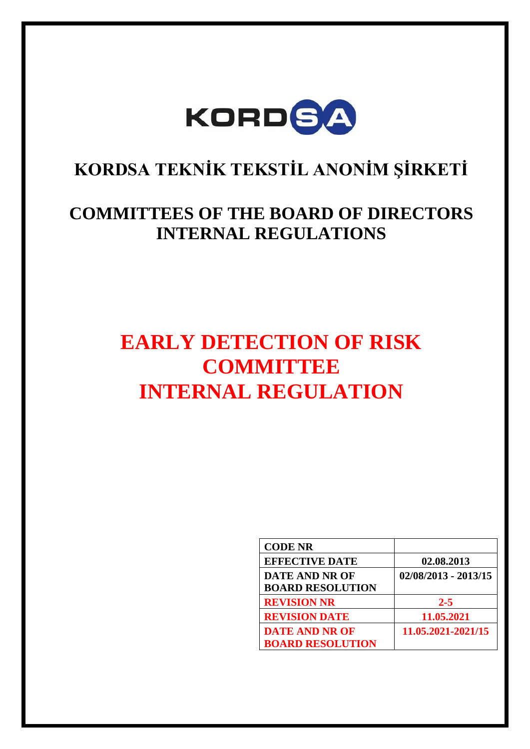# KORDSA TEKNİK TEKSTİL ANONİM ŞİRKETİ

## COMMITTEES OF THE BOARD OF DIRECTORS INTERNAL REGULATIONS

# EARLY DETECTION OF RISK COMMITTEE INTERNAL REGULATION

| CODE NR | |
|---|---|
| EFFECTIVE DATE | 02.08.2013 |
| DATE AND NR OF BOARD RESOLUTION | 02/08/2013 - 2013/15 |
| REVISION NR | 2-5 |
| REVISION DATE | 11.05.2021 |
| DATE AND NR OF BOARD RESOLUTION | 11.05.2021-2021/15 |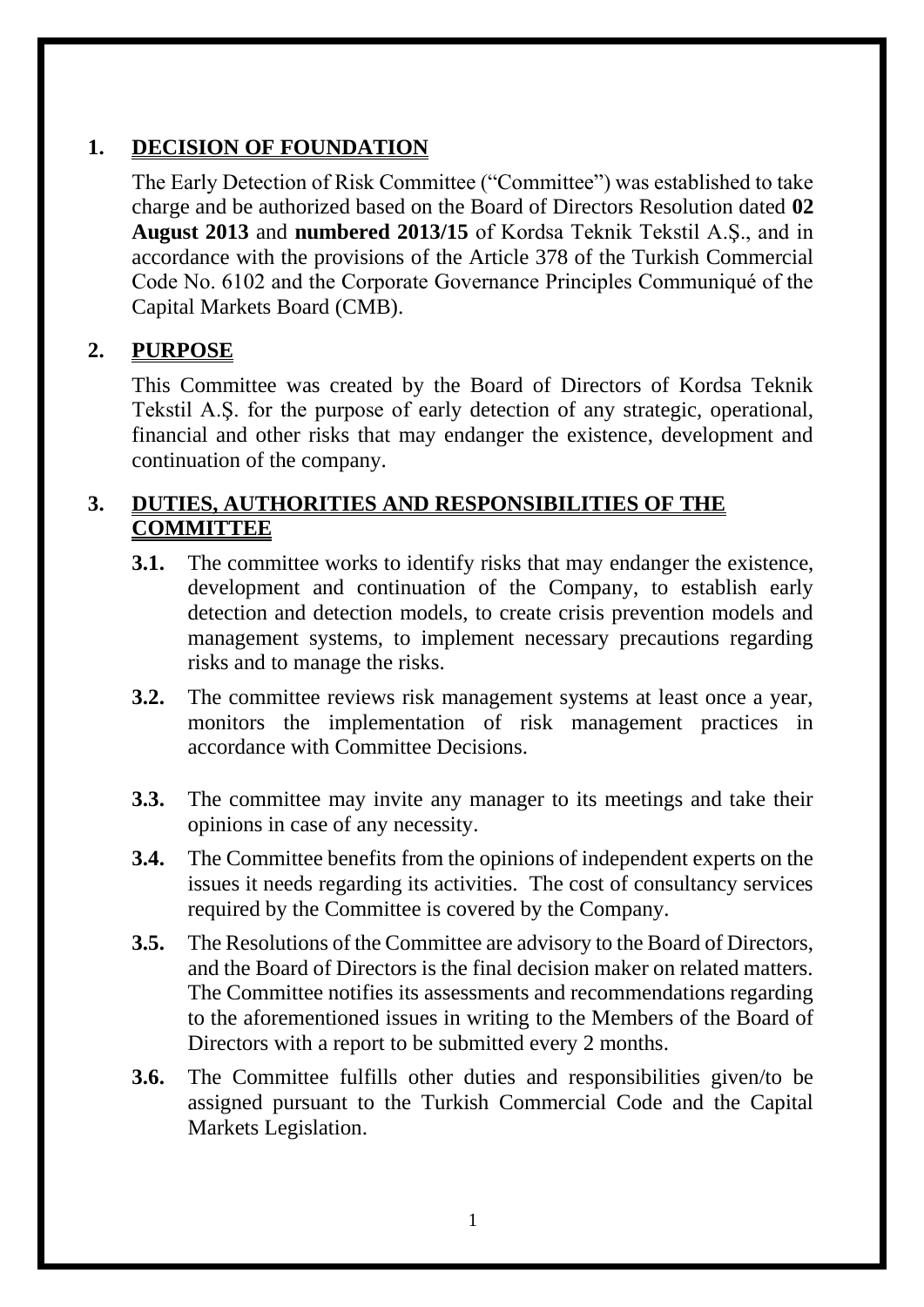## 1. DECISION OF FOUNDATION

The Early Detection of Risk Committee ("Committee") was established to take charge and be authorized based on the Board of Directors Resolution dated **02 August 2013** and **numbered 2013/15** of Kordsa Teknik Tekstil A.Ş., and in accordance with the provisions of the Article 378 of the Turkish Commercial Code No. 6102 and the Corporate Governance Principles Communiqué of the Capital Markets Board (CMB).

## 2. PURPOSE

This Committee was created by the Board of Directors of Kordsa Teknik Tekstil A.Ş. for the purpose of early detection of any strategic, operational, financial and other risks that may endanger the existence, development and continuation of the company.

## 3. DUTIES, AUTHORITIES AND RESPONSIBILITIES OF THE COMMITTEE

**3.1.** The committee works to identify risks that may endanger the existence, development and continuation of the Company, to establish early detection and detection models, to create crisis prevention models and management systems, to implement necessary precautions regarding risks and to manage the risks.

**3.2.** The committee reviews risk management systems at least once a year, monitors the implementation of risk management practices in accordance with Committee Decisions.

**3.3.** The committee may invite any manager to its meetings and take their opinions in case of any necessity.

**3.4.** The Committee benefits from the opinions of independent experts on the issues it needs regarding its activities. The cost of consultancy services required by the Committee is covered by the Company.

**3.5.** The Resolutions of the Committee are advisory to the Board of Directors, and the Board of Directors is the final decision maker on related matters. The Committee notifies its assessments and recommendations regarding to the aforementioned issues in writing to the Members of the Board of Directors with a report to be submitted every 2 months.

**3.6.** The Committee fulfills other duties and responsibilities given/to be assigned pursuant to the Turkish Commercial Code and the Capital Markets Legislation.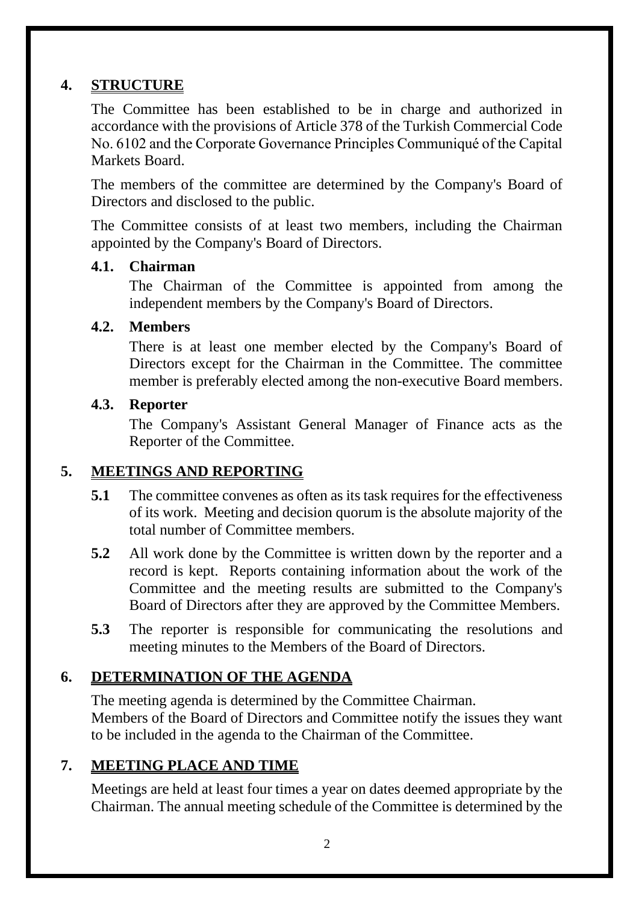## 4. STRUCTURE

The Committee has been established to be in charge and authorized in accordance with the provisions of Article 378 of the Turkish Commercial Code No. 6102 and the Corporate Governance Principles Communiqué of the Capital Markets Board.

The members of the committee are determined by the Company's Board of Directors and disclosed to the public.

The Committee consists of at least two members, including the Chairman appointed by the Company's Board of Directors.

### 4.1. Chairman

The Chairman of the Committee is appointed from among the independent members by the Company's Board of Directors.

### 4.2. Members

There is at least one member elected by the Company's Board of Directors except for the Chairman in the Committee. The committee member is preferably elected among the non-executive Board members.

### 4.3. Reporter

The Company's Assistant General Manager of Finance acts as the Reporter of the Committee.

## 5. MEETINGS AND REPORTING

**5.1** The committee convenes as often as its task requires for the effectiveness of its work. Meeting and decision quorum is the absolute majority of the total number of Committee members.

**5.2** All work done by the Committee is written down by the reporter and a record is kept. Reports containing information about the work of the Committee and the meeting results are submitted to the Company's Board of Directors after they are approved by the Committee Members.

**5.3** The reporter is responsible for communicating the resolutions and meeting minutes to the Members of the Board of Directors.

## 6. DETERMINATION OF THE AGENDA

The meeting agenda is determined by the Committee Chairman.
Members of the Board of Directors and Committee notify the issues they want to be included in the agenda to the Chairman of the Committee.

## 7. MEETING PLACE AND TIME

Meetings are held at least four times a year on dates deemed appropriate by the Chairman. The annual meeting schedule of the Committee is determined by the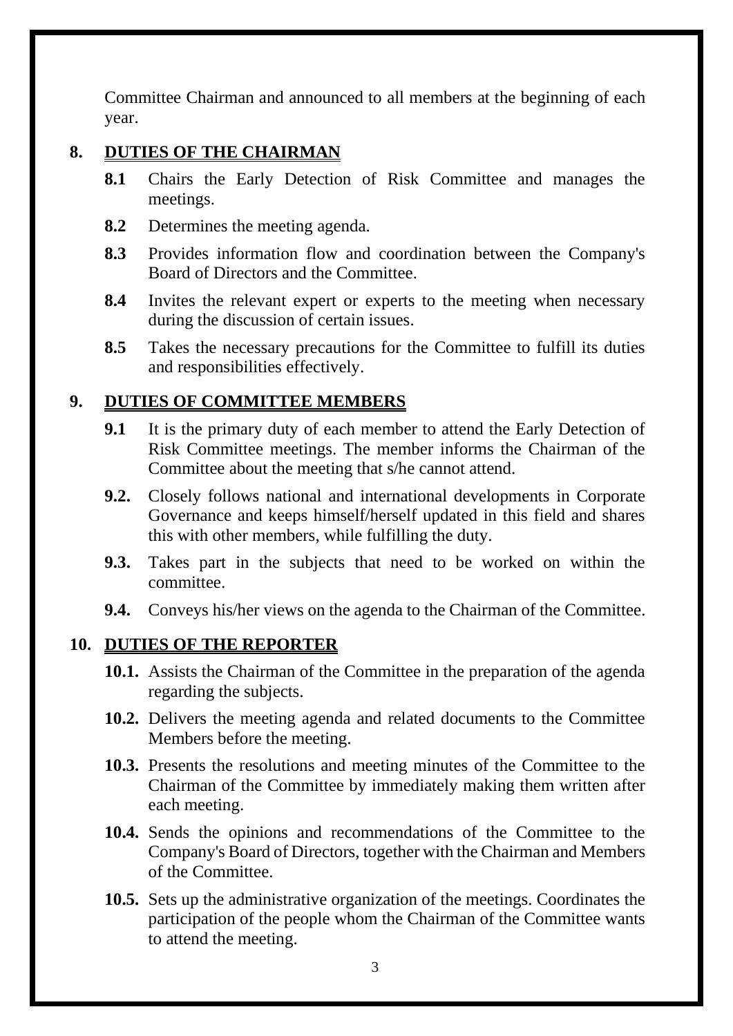Committee Chairman and announced to all members at the beginning of each year.

## 8. DUTIES OF THE CHAIRMAN

**8.1** Chairs the Early Detection of Risk Committee and manages the meetings.

**8.2** Determines the meeting agenda.

**8.3** Provides information flow and coordination between the Company's Board of Directors and the Committee.

**8.4** Invites the relevant expert or experts to the meeting when necessary during the discussion of certain issues.

**8.5** Takes the necessary precautions for the Committee to fulfill its duties and responsibilities effectively.

## 9. DUTIES OF COMMITTEE MEMBERS

**9.1** It is the primary duty of each member to attend the Early Detection of Risk Committee meetings. The member informs the Chairman of the Committee about the meeting that s/he cannot attend.

**9.2.** Closely follows national and international developments in Corporate Governance and keeps himself/herself updated in this field and shares this with other members, while fulfilling the duty.

**9.3.** Takes part in the subjects that need to be worked on within the committee.

**9.4.** Conveys his/her views on the agenda to the Chairman of the Committee.

## 10. DUTIES OF THE REPORTER

**10.1.** Assists the Chairman of the Committee in the preparation of the agenda regarding the subjects.

**10.2.** Delivers the meeting agenda and related documents to the Committee Members before the meeting.

**10.3.** Presents the resolutions and meeting minutes of the Committee to the Chairman of the Committee by immediately making them written after each meeting.

**10.4.** Sends the opinions and recommendations of the Committee to the Company's Board of Directors, together with the Chairman and Members of the Committee.

**10.5.** Sets up the administrative organization of the meetings. Coordinates the participation of the people whom the Chairman of the Committee wants to attend the meeting.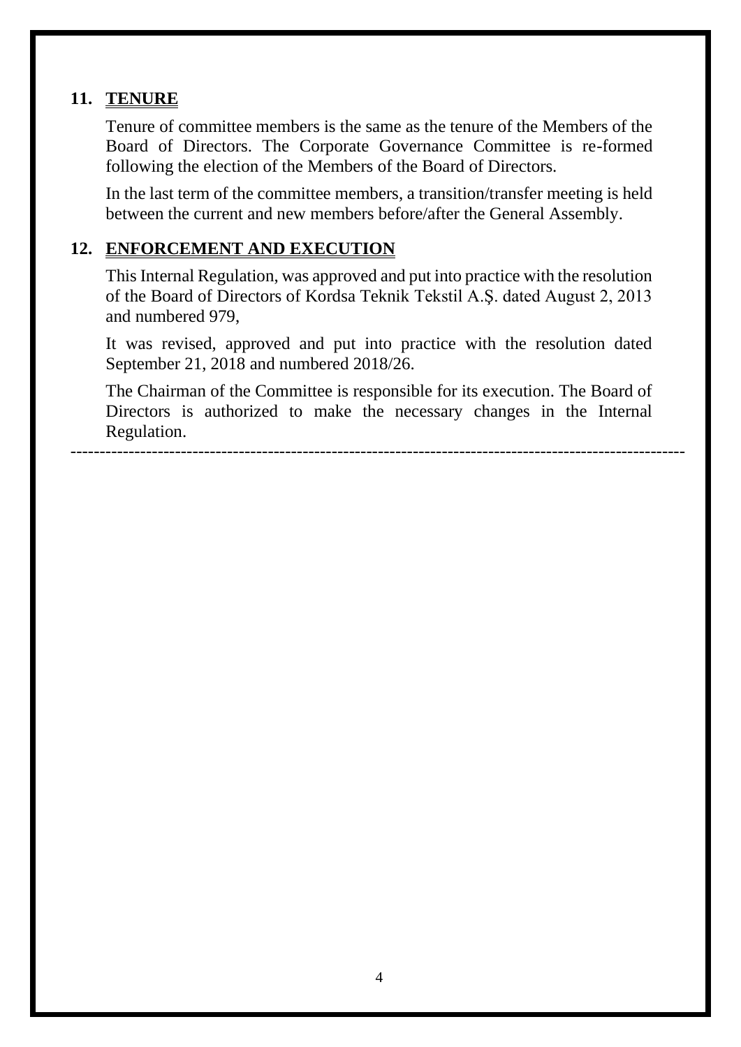## 11. TENURE

Tenure of committee members is the same as the tenure of the Members of the Board of Directors. The Corporate Governance Committee is re-formed following the election of the Members of the Board of Directors.

In the last term of the committee members, a transition/transfer meeting is held between the current and new members before/after the General Assembly.

## 12. ENFORCEMENT AND EXECUTION

This Internal Regulation, was approved and put into practice with the resolution of the Board of Directors of Kordsa Teknik Tekstil A.Ş. dated August 2, 2013 and numbered 979,

It was revised, approved and put into practice with the resolution dated September 21, 2018 and numbered 2018/26.

The Chairman of the Committee is responsible for its execution. The Board of Directors is authorized to make the necessary changes in the Internal Regulation.

---